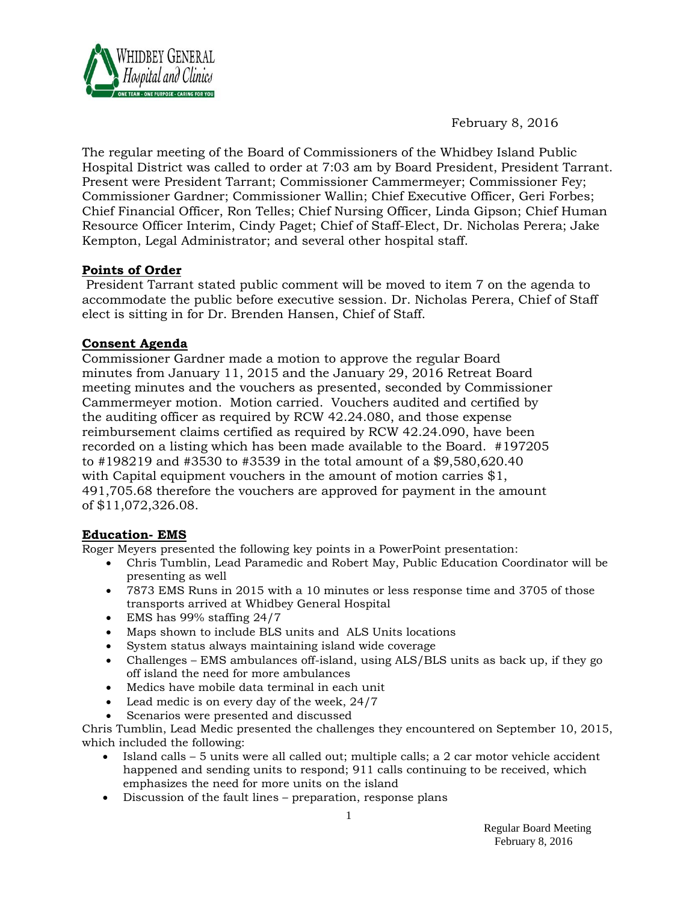February 8, 2016

The regular meeting of the Board of Commissioners of the Whidbey Island Public Hospital District was called to order at 7:03 am by Board President, President Tarrant. Present were President Tarrant; Commissioner Cammermeyer; Commissioner Fey; Commissioner Gardner; Commissioner Wallin; Chief Executive Officer, Geri Forbes; Chief Financial Officer, Ron Telles; Chief Nursing Officer, Linda Gipson; Chief Human Resource Officer Interim, Cindy Paget; Chief of Staff-Elect, Dr. Nicholas Perera; Jake Kempton, Legal Administrator; and several other hospital staff.

**Points of Order**

President Tarrant stated public comment will be moved to item 7 on the agenda to accommodate the public before executive session. Dr. Nicholas Perera, Chief of Staff elect is sitting in for Dr. Brenden Hansen, Chief of Staff.

**Consent Agenda**

Commissioner Gardner made a motion to approve the regular Board minutes from January 11, 2015 and the January 29, 2016 Retreat Board meeting minutes and the vouchers as presented, seconded by Commissioner Cammermeyer motion. Motion carried. Vouchers audited and certified by the auditing officer as required by RCW 42.24.080, and those expense reimbursement claims certified as required by RCW 42.24.090, have been recorded on a listing which has been made available to the Board. #197205 to #198219 and #3530 to #3539 in the total amount of a $9,580,620.40 with Capital equipment vouchers in the amount of motion carries $1, 491,705.68 therefore the vouchers are approved for payment in the amount of $11,072,326.08.

**Education- EMS**

Roger Meyers presented the following key points in a PowerPoint presentation:

- Chris Tumblin, Lead Paramedic and Robert May, Public Education Coordinator will be presenting as well
- 7873 EMS Runs in 2015 with a 10 minutes or less response time and 3705 of those transports arrived at Whidbey General Hospital
- EMS has 99% staffing 24/7
- Maps shown to include BLS units and ALS Units locations
- System status always maintaining island wide coverage
- Challenges – EMS ambulances off-island, using ALS/BLS units as back up, if they go off island the need for more ambulances
- Medics have mobile data terminal in each unit
- Lead medic is on every day of the week, 24/7
- Scenarios were presented and discussed

Chris Tumblin, Lead Medic presented the challenges they encountered on September 10, 2015, which included the following:

- Island calls – 5 units were all called out; multiple calls; a 2 car motor vehicle accident happened and sending units to respond; 911 calls continuing to be received, which emphasizes the need for more units on the island
- Discussion of the fault lines – preparation, response plans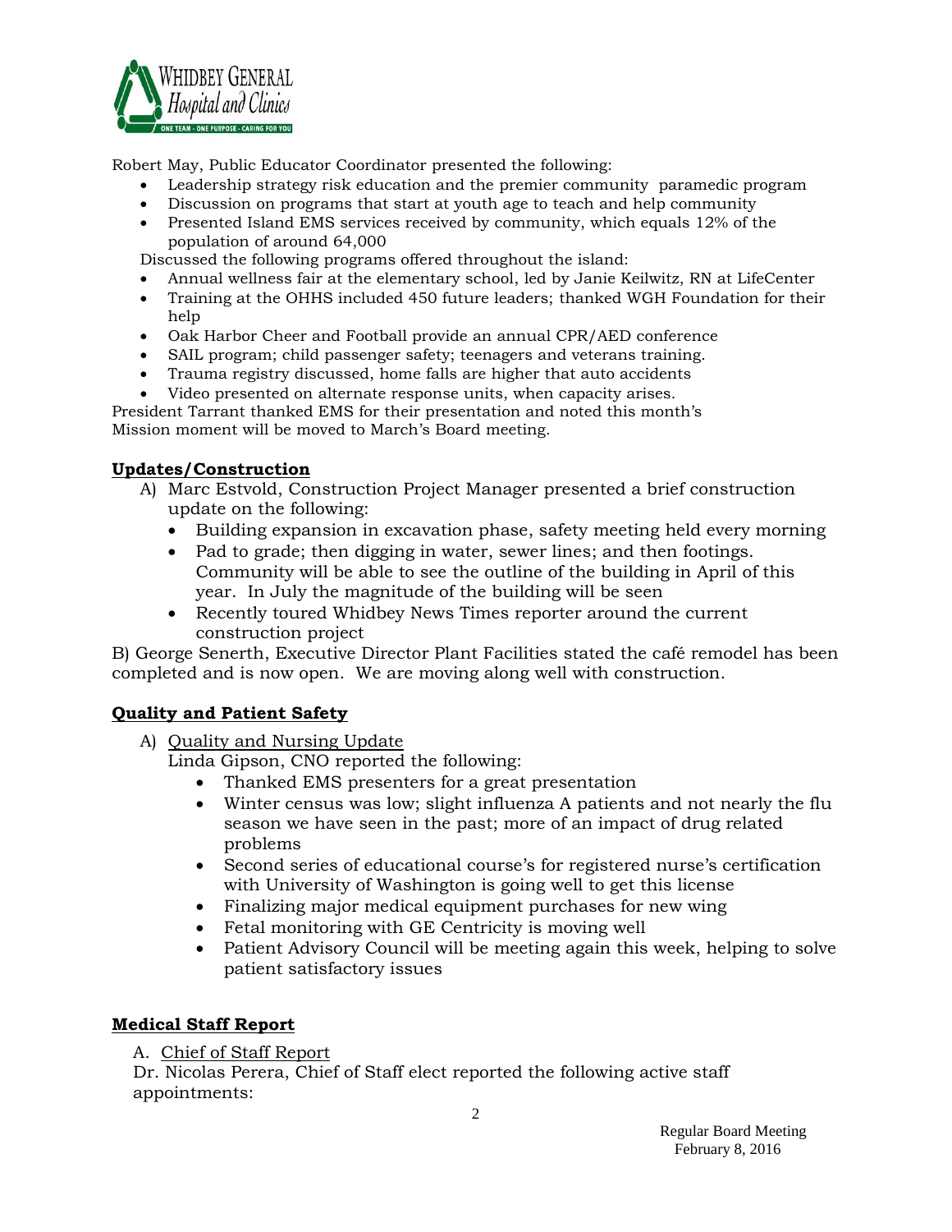Robert May, Public Educator Coordinator presented the following:

- Leadership strategy risk education and the premier community paramedic program
- Discussion on programs that start at youth age to teach and help community
- Presented Island EMS services received by community, which equals 12% of the population of around 64,000

Discussed the following programs offered throughout the island:

- Annual wellness fair at the elementary school, led by Janie Keilwitz, RN at LifeCenter
- Training at the OHHS included 450 future leaders; thanked WGH Foundation for their help
- Oak Harbor Cheer and Football provide an annual CPR/AED conference
- SAIL program; child passenger safety; teenagers and veterans training.
- Trauma registry discussed, home falls are higher that auto accidents
- Video presented on alternate response units, when capacity arises.

President Tarrant thanked EMS for their presentation and noted this month's Mission moment will be moved to March's Board meeting.

## Updates/Construction

A) Marc Estvold, Construction Project Manager presented a brief construction update on the following:

- Building expansion in excavation phase, safety meeting held every morning
- Pad to grade; then digging in water, sewer lines; and then footings. Community will be able to see the outline of the building in April of this year. In July the magnitude of the building will be seen
- Recently toured Whidbey News Times reporter around the current construction project

B) George Senerth, Executive Director Plant Facilities stated the café remodel has been completed and is now open. We are moving along well with construction.

## Quality and Patient Safety

A) Quality and Nursing Update

Linda Gipson, CNO reported the following:

- Thanked EMS presenters for a great presentation
- Winter census was low; slight influenza A patients and not nearly the flu season we have seen in the past; more of an impact of drug related problems
- Second series of educational course's for registered nurse's certification with University of Washington is going well to get this license
- Finalizing major medical equipment purchases for new wing
- Fetal monitoring with GE Centricity is moving well
- Patient Advisory Council will be meeting again this week, helping to solve patient satisfactory issues

## Medical Staff Report

A. Chief of Staff Report

Dr. Nicolas Perera, Chief of Staff elect reported the following active staff appointments: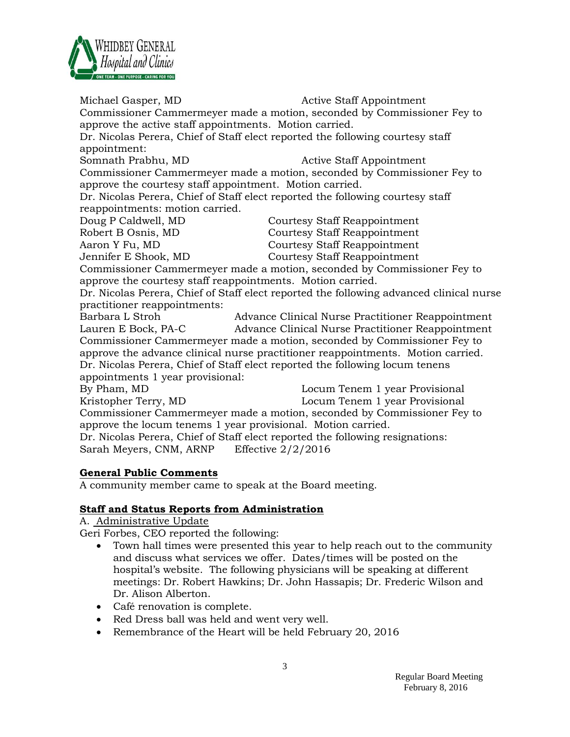Michael Gasper, MD Active Staff Appointment

Commissioner Cammermeyer made a motion, seconded by Commissioner Fey to approve the active staff appointments. Motion carried.

Dr. Nicolas Perera, Chief of Staff elect reported the following courtesy staff appointment:

Somnath Prabhu, MD Active Staff Appointment

Commissioner Cammermeyer made a motion, seconded by Commissioner Fey to approve the courtesy staff appointment. Motion carried.

Dr. Nicolas Perera, Chief of Staff elect reported the following courtesy staff reappointments: motion carried.

| | |
|---|---|
| Doug P Caldwell, MD | Courtesy Staff Reappointment |
| Robert B Osnis, MD | Courtesy Staff Reappointment |
| Aaron Y Fu, MD | Courtesy Staff Reappointment |
| Jennifer E Shook, MD | Courtesy Staff Reappointment |

Commissioner Cammermeyer made a motion, seconded by Commissioner Fey to approve the courtesy staff reappointments. Motion carried.

Dr. Nicolas Perera, Chief of Staff elect reported the following advanced clinical nurse practitioner reappointments:

| | |
|---|---|
| Barbara L Stroh | Advance Clinical Nurse Practitioner Reappointment |
| Lauren E Bock, PA-C | Advance Clinical Nurse Practitioner Reappointment |

Commissioner Cammermeyer made a motion, seconded by Commissioner Fey to approve the advance clinical nurse practitioner reappointments. Motion carried.

Dr. Nicolas Perera, Chief of Staff elect reported the following locum tenens appointments 1 year provisional:

| | |
|---|---|
| By Pham, MD | Locum Tenem 1 year Provisional |
| Kristopher Terry, MD | Locum Tenem 1 year Provisional |

Commissioner Cammermeyer made a motion, seconded by Commissioner Fey to approve the locum tenems 1 year provisional. Motion carried.

Dr. Nicolas Perera, Chief of Staff elect reported the following resignations:

Sarah Meyers, CNM, ARNP Effective 2/2/2016

## General Public Comments

A community member came to speak at the Board meeting.

## Staff and Status Reports from Administration

A. Administrative Update

Geri Forbes, CEO reported the following:

- Town hall times were presented this year to help reach out to the community and discuss what services we offer. Dates/times will be posted on the hospital's website. The following physicians will be speaking at different meetings: Dr. Robert Hawkins; Dr. John Hassapis; Dr. Frederic Wilson and Dr. Alison Alberton.
- Café renovation is complete.
- Red Dress ball was held and went very well.
- Remembrance of the Heart will be held February 20, 2016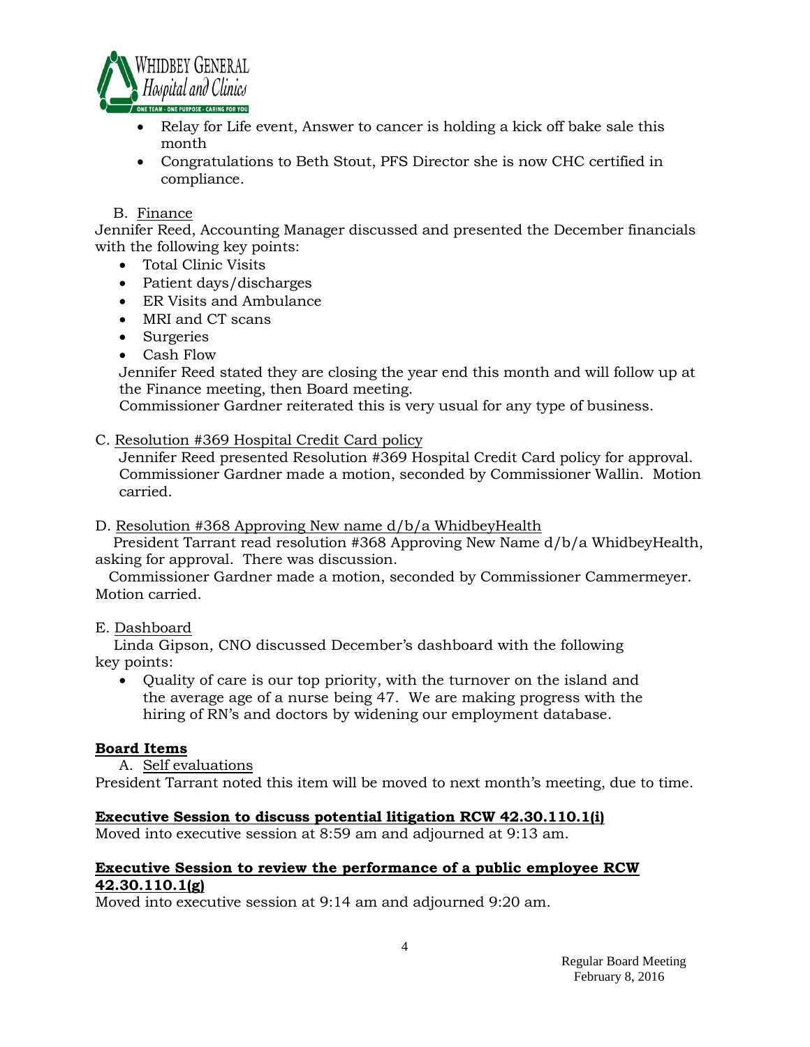- Relay for Life event, Answer to cancer is holding a kick off bake sale this month
- Congratulations to Beth Stout, PFS Director she is now CHC certified in compliance.

B. Finance

Jennifer Reed, Accounting Manager discussed and presented the December financials with the following key points:

- Total Clinic Visits
- Patient days/discharges
- ER Visits and Ambulance
- MRI and CT scans
- Surgeries
- Cash Flow

Jennifer Reed stated they are closing the year end this month and will follow up at the Finance meeting, then Board meeting.

Commissioner Gardner reiterated this is very usual for any type of business.

C. Resolution #369 Hospital Credit Card policy

Jennifer Reed presented Resolution #369 Hospital Credit Card policy for approval. Commissioner Gardner made a motion, seconded by Commissioner Wallin. Motion carried.

D. Resolution #368 Approving New name d/b/a WhidbeyHealth

President Tarrant read resolution #368 Approving New Name d/b/a WhidbeyHealth, asking for approval. There was discussion.

Commissioner Gardner made a motion, seconded by Commissioner Cammermeyer. Motion carried.

E. Dashboard

Linda Gipson, CNO discussed December's dashboard with the following key points:

- Quality of care is our top priority, with the turnover on the island and the average age of a nurse being 47. We are making progress with the hiring of RN's and doctors by widening our employment database.

**Board Items**

A. Self evaluations

President Tarrant noted this item will be moved to next month's meeting, due to time.

**Executive Session to discuss potential litigation RCW 42.30.110.1(i)**

Moved into executive session at 8:59 am and adjourned at 9:13 am.

**Executive Session to review the performance of a public employee RCW 42.30.110.1(g)**

Moved into executive session at 9:14 am and adjourned 9:20 am.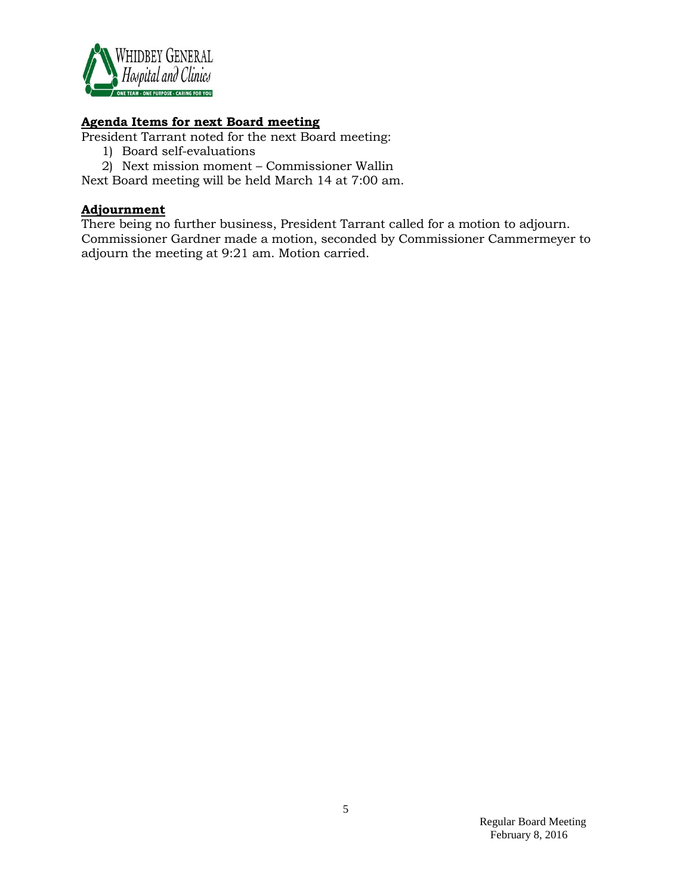**Agenda Items for next Board meeting**

President Tarrant noted for the next Board meeting:

1) Board self-evaluations
2) Next mission moment – Commissioner Wallin

Next Board meeting will be held March 14 at 7:00 am.

**Adjournment**

There being no further business, President Tarrant called for a motion to adjourn. Commissioner Gardner made a motion, seconded by Commissioner Cammermeyer to adjourn the meeting at 9:21 am. Motion carried.